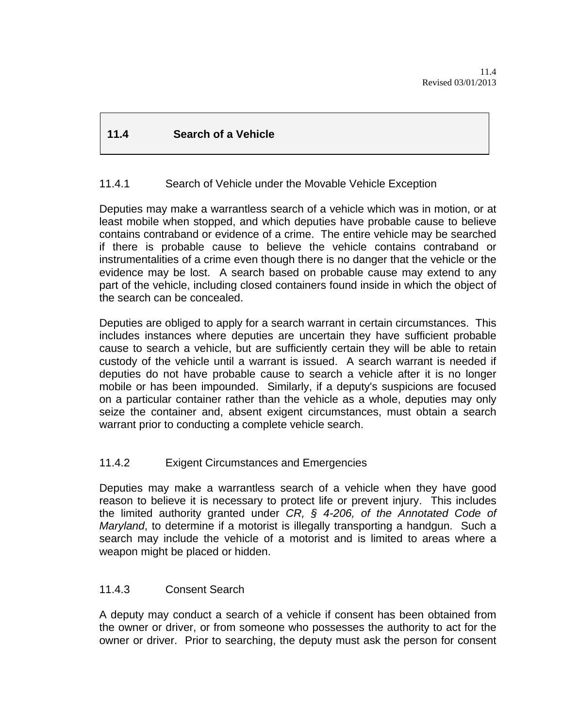## 11.4 Search of a Vehicle

### 11.4.1 Search of Vehicle under the Movable Vehicle Exception

Deputies may make a warrantless search of a vehicle which was in motion, or at least mobile when stopped, and which deputies have probable cause to believe contains contraband or evidence of a crime. The entire vehicle may be searched if there is probable cause to believe the vehicle contains contraband or instrumentalities of a crime even though there is no danger that the vehicle or the evidence may be lost. A search based on probable cause may extend to any part of the vehicle, including closed containers found inside in which the object of the search can be concealed.

Deputies are obliged to apply for a search warrant in certain circumstances. This includes instances where deputies are uncertain they have sufficient probable cause to search a vehicle, but are sufficiently certain they will be able to retain custody of the vehicle until a warrant is issued. A search warrant is needed if deputies do not have probable cause to search a vehicle after it is no longer mobile or has been impounded. Similarly, if a deputy's suspicions are focused on a particular container rather than the vehicle as a whole, deputies may only seize the container and, absent exigent circumstances, must obtain a search warrant prior to conducting a complete vehicle search.

### 11.4.2 Exigent Circumstances and Emergencies

Deputies may make a warrantless search of a vehicle when they have good reason to believe it is necessary to protect life or prevent injury. This includes the limited authority granted under *CR, § 4-206, of the Annotated Code of Maryland*, to determine if a motorist is illegally transporting a handgun. Such a search may include the vehicle of a motorist and is limited to areas where a weapon might be placed or hidden.

### 11.4.3 Consent Search

A deputy may conduct a search of a vehicle if consent has been obtained from the owner or driver, or from someone who possesses the authority to act for the owner or driver. Prior to searching, the deputy must ask the person for consent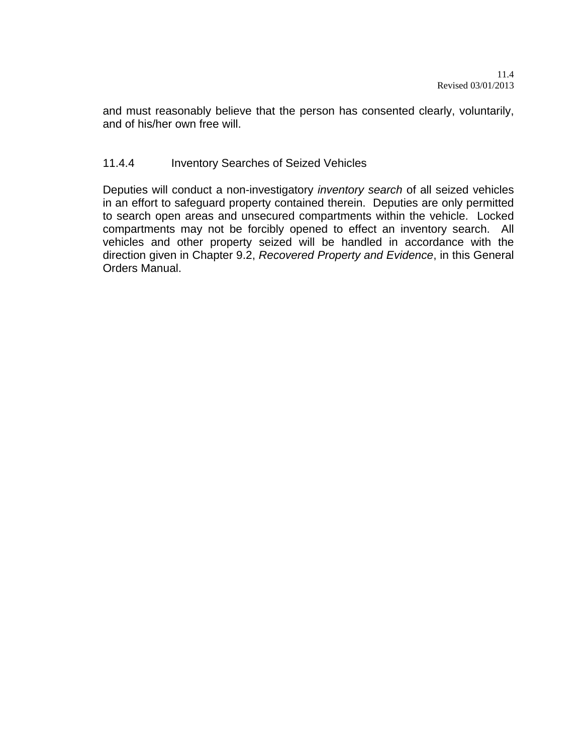and must reasonably believe that the person has consented clearly, voluntarily, and of his/her own free will.

### 11.4.4 Inventory Searches of Seized Vehicles

Deputies will conduct a non-investigatory *inventory search* of all seized vehicles in an effort to safeguard property contained therein. Deputies are only permitted to search open areas and unsecured compartments within the vehicle. Locked compartments may not be forcibly opened to effect an inventory search. All vehicles and other property seized will be handled in accordance with the direction given in Chapter 9.2, *Recovered Property and Evidence*, in this General Orders Manual.